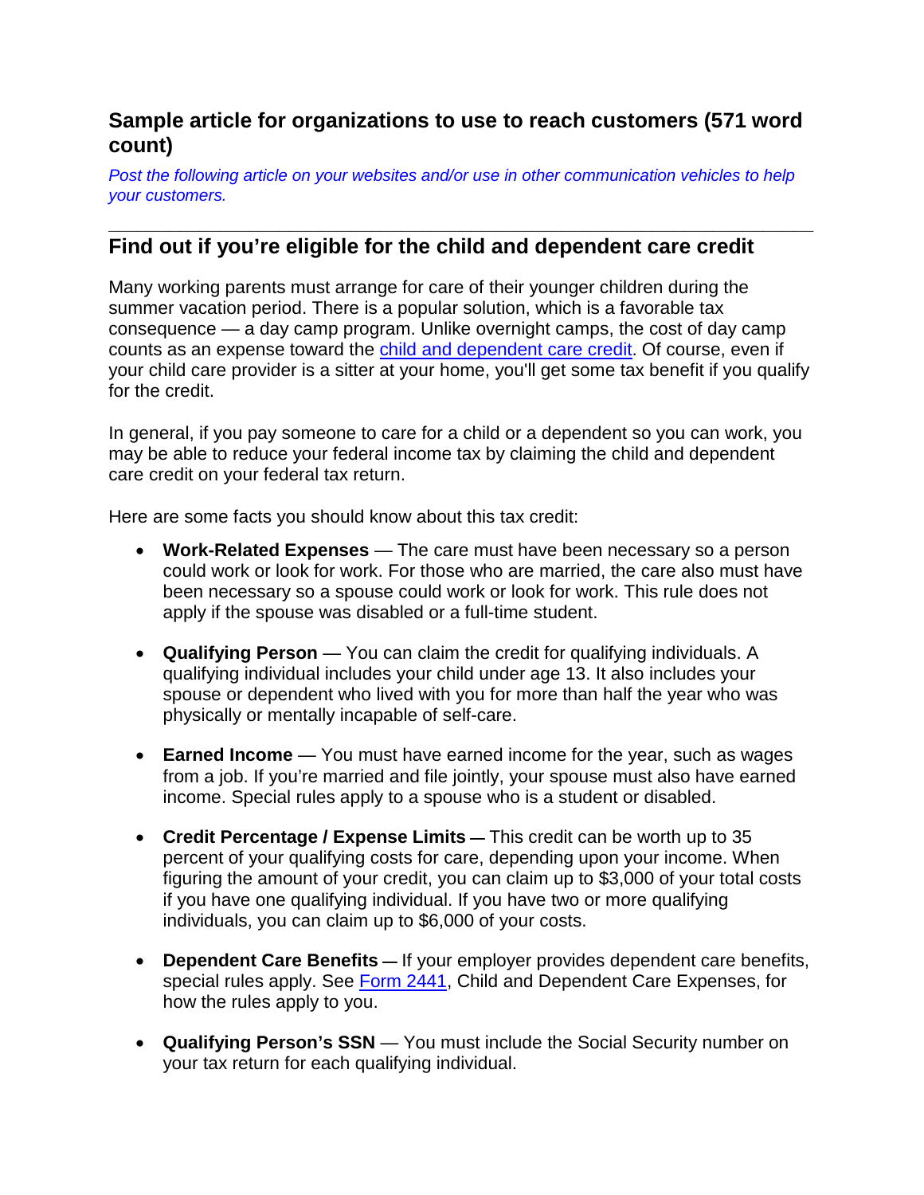## Sample article for organizations to use to reach customers (571 word count)

*Post the following article on your websites and/or use in other communication vehicles to help your customers.*

---

## Find out if you're eligible for the child and dependent care credit

Many working parents must arrange for care of their younger children during the summer vacation period. There is a popular solution, which is a favorable tax consequence — a day camp program. Unlike overnight camps, the cost of day camp counts as an expense toward the [child and dependent care credit](). Of course, even if your child care provider is a sitter at your home, you'll get some tax benefit if you qualify for the credit.

In general, if you pay someone to care for a child or a dependent so you can work, you may be able to reduce your federal income tax by claiming the child and dependent care credit on your federal tax return.

Here are some facts you should know about this tax credit:

- **Work-Related Expenses** — The care must have been necessary so a person could work or look for work. For those who are married, the care also must have been necessary so a spouse could work or look for work. This rule does not apply if the spouse was disabled or a full-time student.

- **Qualifying Person** — You can claim the credit for qualifying individuals. A qualifying individual includes your child under age 13. It also includes your spouse or dependent who lived with you for more than half the year who was physically or mentally incapable of self-care.

- **Earned Income** — You must have earned income for the year, such as wages from a job. If you're married and file jointly, your spouse must also have earned income. Special rules apply to a spouse who is a student or disabled.

- **Credit Percentage / Expense Limits** — This credit can be worth up to 35 percent of your qualifying costs for care, depending upon your income. When figuring the amount of your credit, you can claim up to $3,000 of your total costs if you have one qualifying individual. If you have two or more qualifying individuals, you can claim up to $6,000 of your costs.

- **Dependent Care Benefits** — If your employer provides dependent care benefits, special rules apply. See [Form 2441](), Child and Dependent Care Expenses, for how the rules apply to you.

- **Qualifying Person's SSN** — You must include the Social Security number on your tax return for each qualifying individual.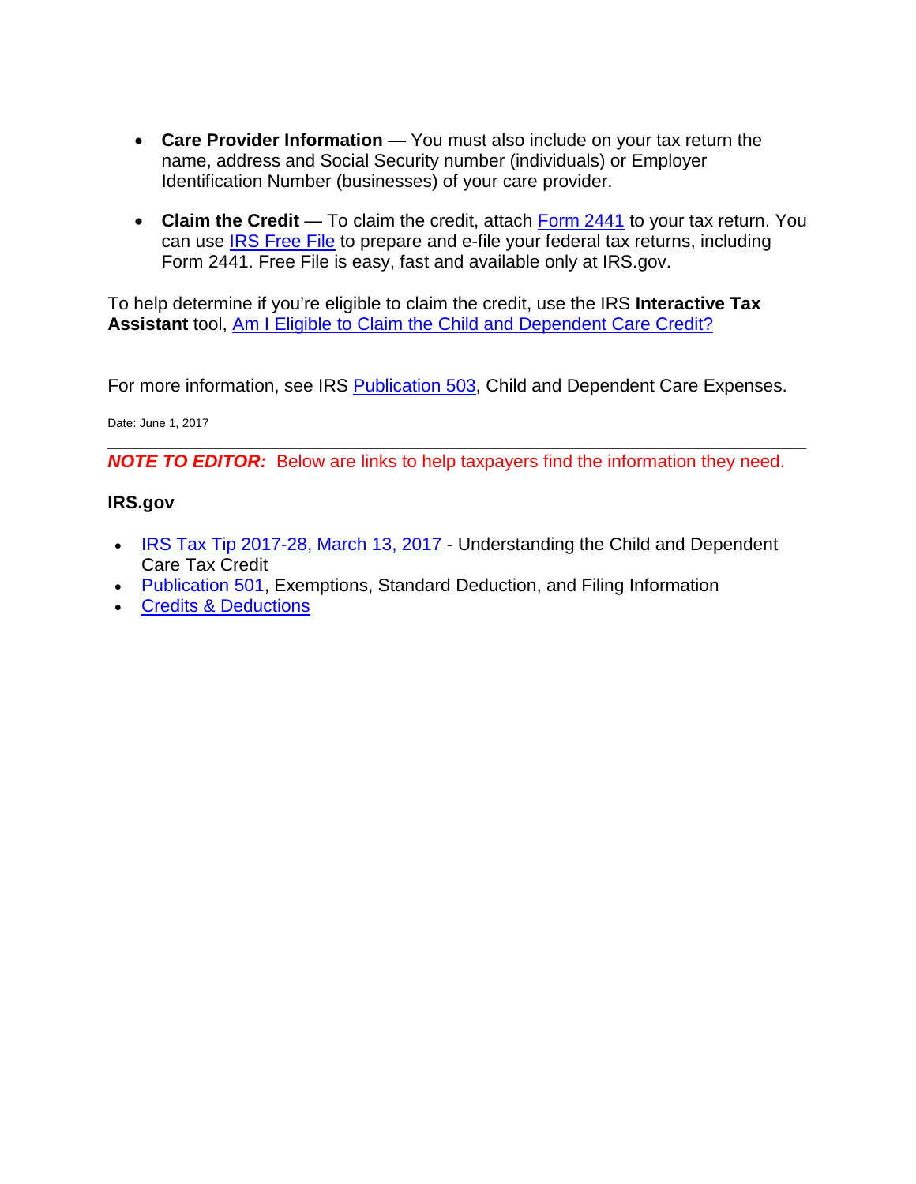- **Care Provider Information** — You must also include on your tax return the name, address and Social Security number (individuals) or Employer Identification Number (businesses) of your care provider.

- **Claim the Credit** — To claim the credit, attach Form 2441 to your tax return. You can use IRS Free File to prepare and e-file your federal tax returns, including Form 2441. Free File is easy, fast and available only at IRS.gov.

To help determine if you're eligible to claim the credit, use the IRS **Interactive Tax Assistant** tool, Am I Eligible to Claim the Child and Dependent Care Credit?

For more information, see IRS Publication 503, Child and Dependent Care Expenses.

Date: June 1, 2017

---

***NOTE TO EDITOR:*** Below are links to help taxpayers find the information they need.

**IRS.gov**

- IRS Tax Tip 2017-28, March 13, 2017 - Understanding the Child and Dependent Care Tax Credit
- Publication 501, Exemptions, Standard Deduction, and Filing Information
- Credits & Deductions